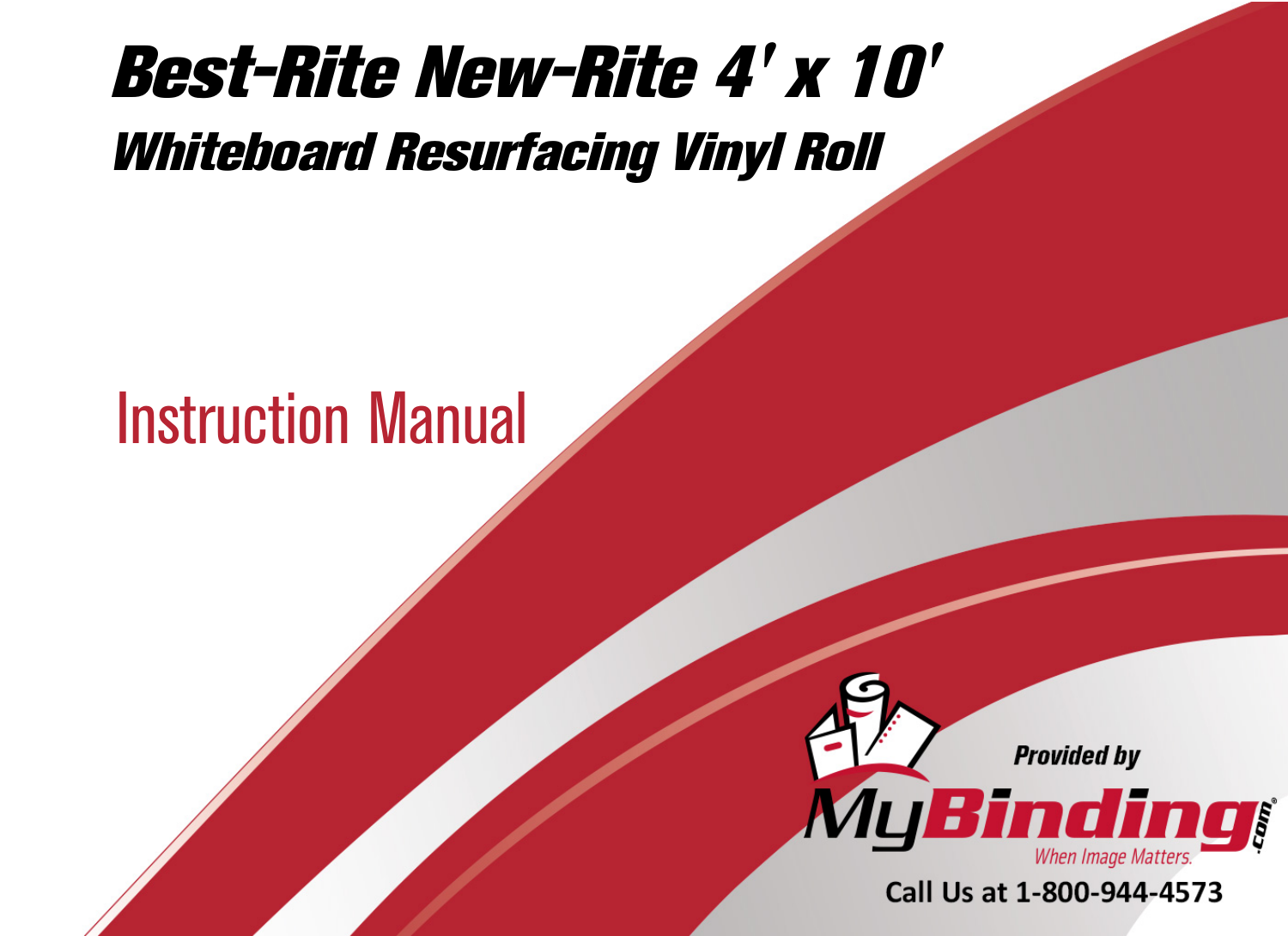# Best-Rite New-Rite 4' x 10'

## Whiteboard Resurfacing Vinyl Roll

Instruction Manual

Provided by

MyBinding.com

When Image Matters.

Call Us at 1-800-944-4573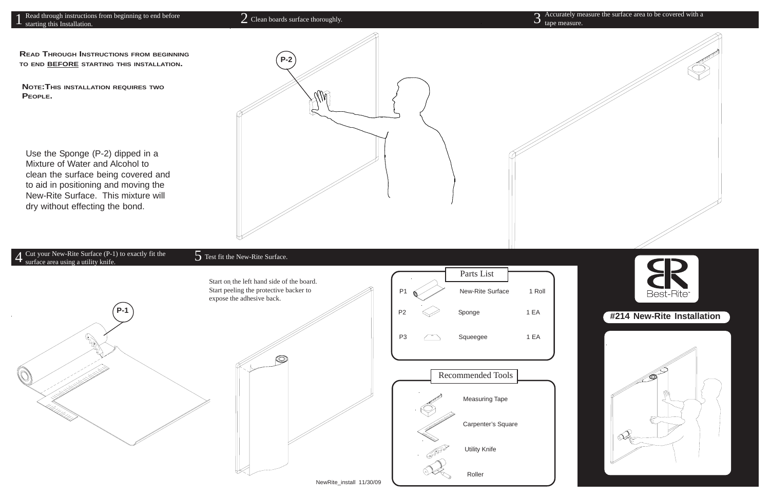**1** Read through instructions from beginning to end before starting this Installation.

**READ THROUGH INSTRUCTIONS FROM BEGINNING TO END BEFORE STARTING THIS INSTALLATION.**

**NOTE: THIS INSTALLATION REQUIRES TWO PEOPLE.**

Use the Sponge (P-2) dipped in a Mixture of Water and Alcohol to clean the surface being covered and to aid in positioning and moving the New-Rite Surface. This mixture will dry without effecting the bond.

**2** Clean boards surface thoroughly.

P-2

**3** Accurately measure the surface area to be covered with a tape measure.

**4** Cut your New-Rite Surface (P-1) to exactly fit the surface area using a utility knife.

P-1

**5** Test fit the New-Rite Surface.

Start on the left hand side of the board. Start peeling the protective backer to expose the adhesive back.

## Parts List

| | | | |
|---|---|---|---|
| P1 | | New-Rite Surface | 1 Roll |
| P2 | | Sponge | 1 EA |
| P3 | | Squeegee | 1 EA |

## Recommended Tools

- Measuring Tape
- Carpenter's Square
- Utility Knife
- Roller

Best-Rite

## #214 New-Rite Installation

NewRite_install 11/30/09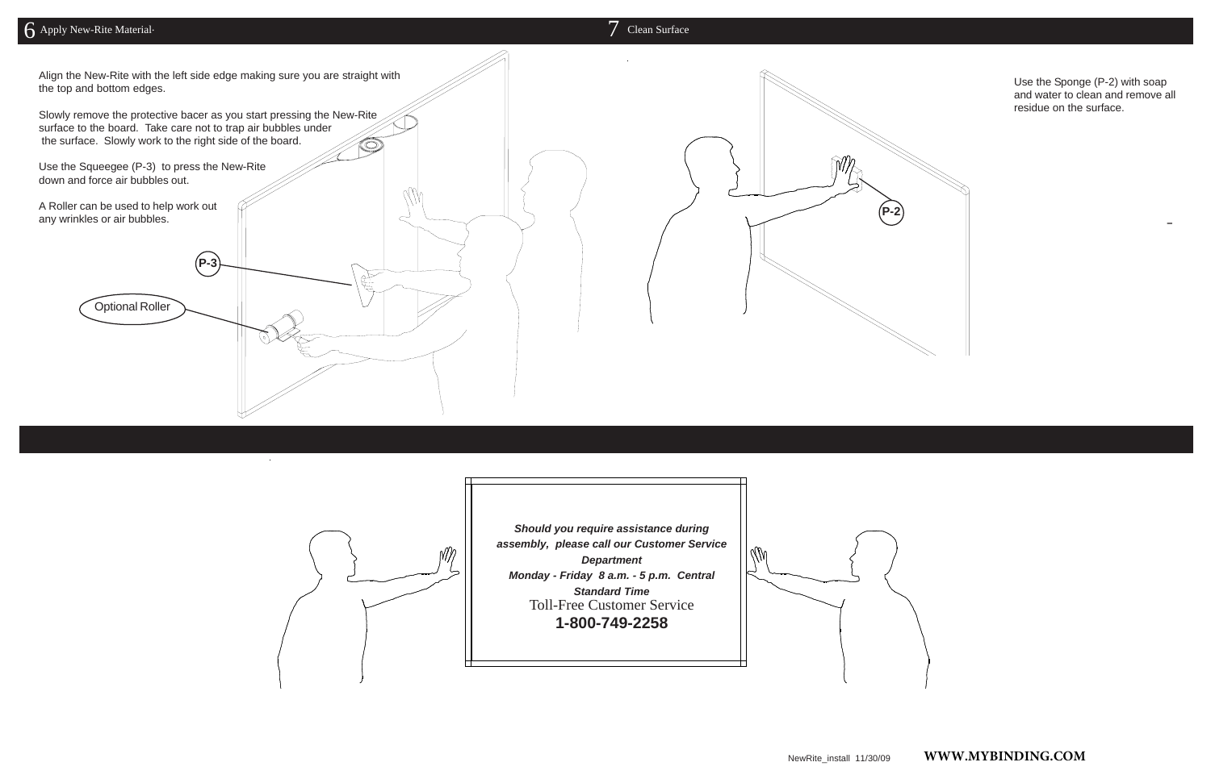## 6 Apply New-Rite Material·

Align the New-Rite with the left side edge making sure you are straight with the top and bottom edges.

Slowly remove the protective bacer as you start pressing the New-Rite surface to the board. Take care not to trap air bubbles under the surface. Slowly work to the right side of the board.

Use the Squeegee (P-3) to press the New-Rite down and force air bubbles out.

A Roller can be used to help work out any wrinkles or air bubbles.

P-3

Optional Roller

## 7 Clean Surface

Use the Sponge (P-2) with soap and water to clean and remove all residue on the surface.

P-2

***Should you require assistance during assembly, please call our Customer Service Department***

***Monday - Friday 8 a.m. - 5 p.m. Central Standard Time***

Toll-Free Customer Service

**1-800-749-2258**

NewRite_install 11/30/09 **WWW.MYBINDING.COM**